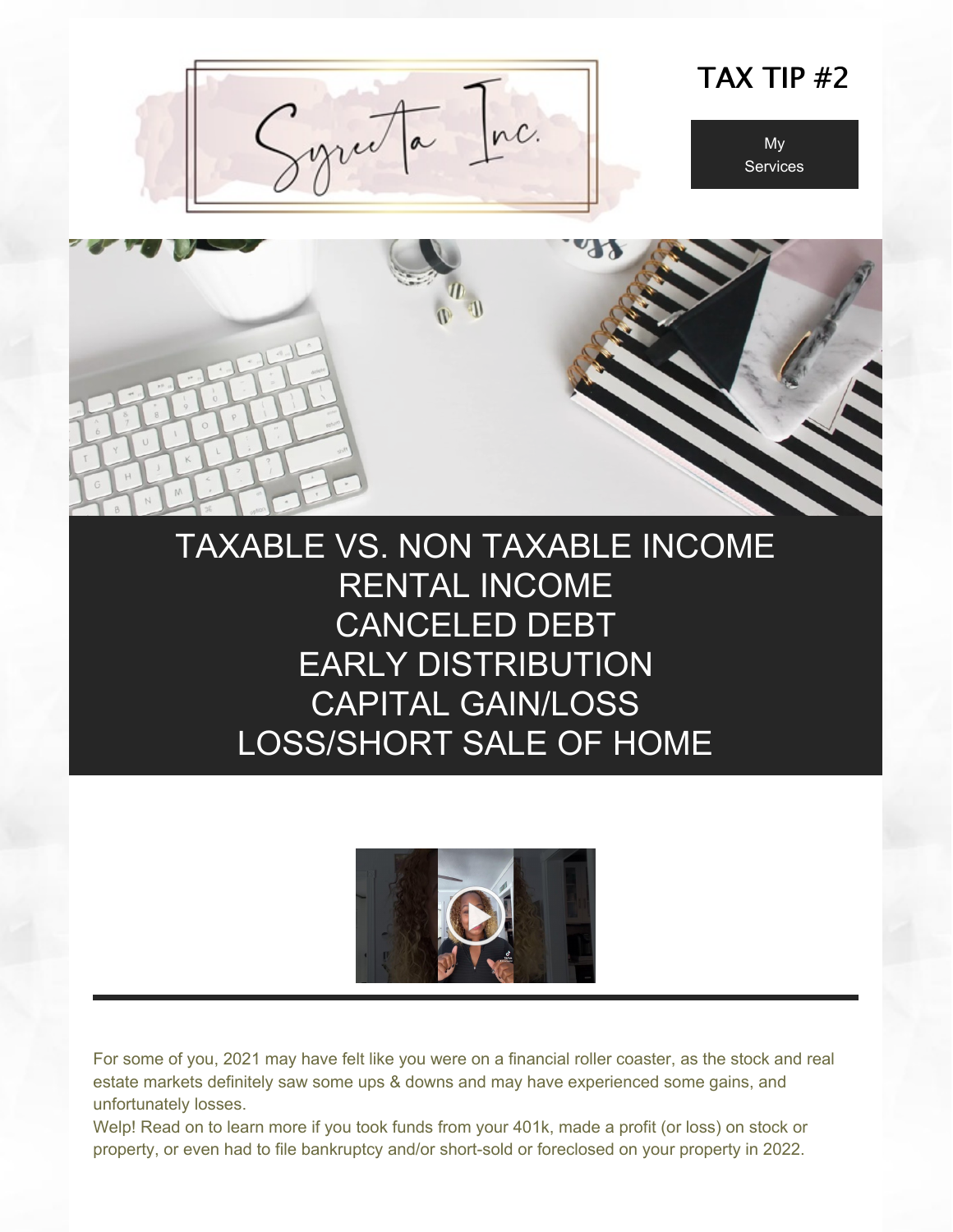Syreeta Inc.

# TAX TIP #2

My Services

## TAXABLE VS. NON TAXABLE INCOME
## RENTAL INCOME
## CANCELED DEBT
## EARLY DISTRIBUTION
## CAPITAL GAIN/LOSS
## LOSS/SHORT SALE OF HOME

---

For some of you, 2021 may have felt like you were on a financial roller coaster, as the stock and real estate markets definitely saw some ups & downs and may have experienced some gains, and unfortunately losses.

Welp! Read on to learn more if you took funds from your 401k, made a profit (or loss) on stock or property, or even had to file bankruptcy and/or short-sold or foreclosed on your property in 2022.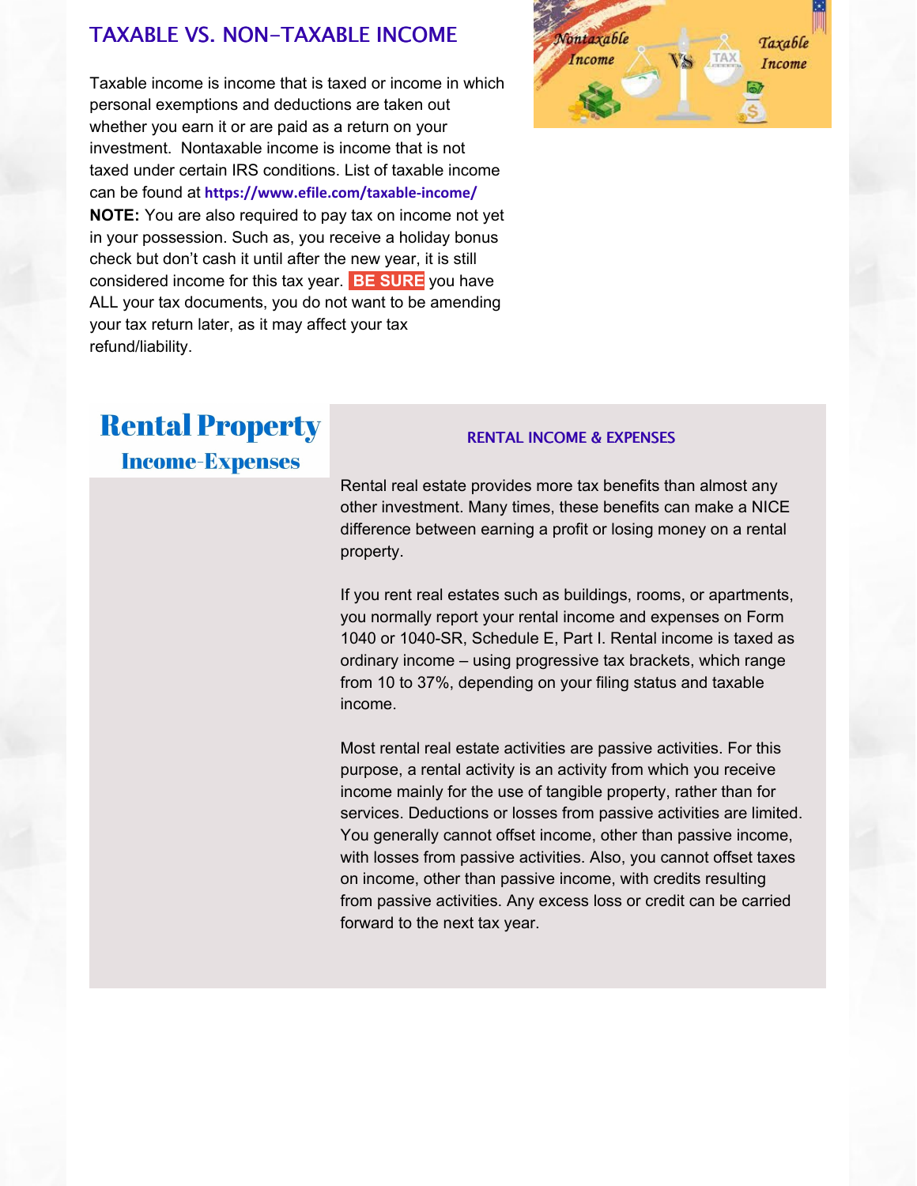## TAXABLE VS. NON-TAXABLE INCOME

Taxable income is income that is taxed or income in which personal exemptions and deductions are taken out whether you earn it or are paid as a return on your investment. Nontaxable income is income that is not taxed under certain IRS conditions. List of taxable income can be found at **https://www.efile.com/taxable-income/**

**NOTE:** You are also required to pay tax on income not yet in your possession. Such as, you receive a holiday bonus check but don't cash it until after the new year, it is still considered income for this tax year. **BE SURE** you have ALL your tax documents, you do not want to be amending your tax return later, as it may affect your tax refund/liability.

# Rental Property

## Income-Expenses

### RENTAL INCOME & EXPENSES

Rental real estate provides more tax benefits than almost any other investment. Many times, these benefits can make a NICE difference between earning a profit or losing money on a rental property.

If you rent real estates such as buildings, rooms, or apartments, you normally report your rental income and expenses on Form 1040 or 1040-SR, Schedule E, Part I. Rental income is taxed as ordinary income – using progressive tax brackets, which range from 10 to 37%, depending on your filing status and taxable income.

Most rental real estate activities are passive activities. For this purpose, a rental activity is an activity from which you receive income mainly for the use of tangible property, rather than for services. Deductions or losses from passive activities are limited. You generally cannot offset income, other than passive income, with losses from passive activities. Also, you cannot offset taxes on income, other than passive income, with credits resulting from passive activities. Any excess loss or credit can be carried forward to the next tax year.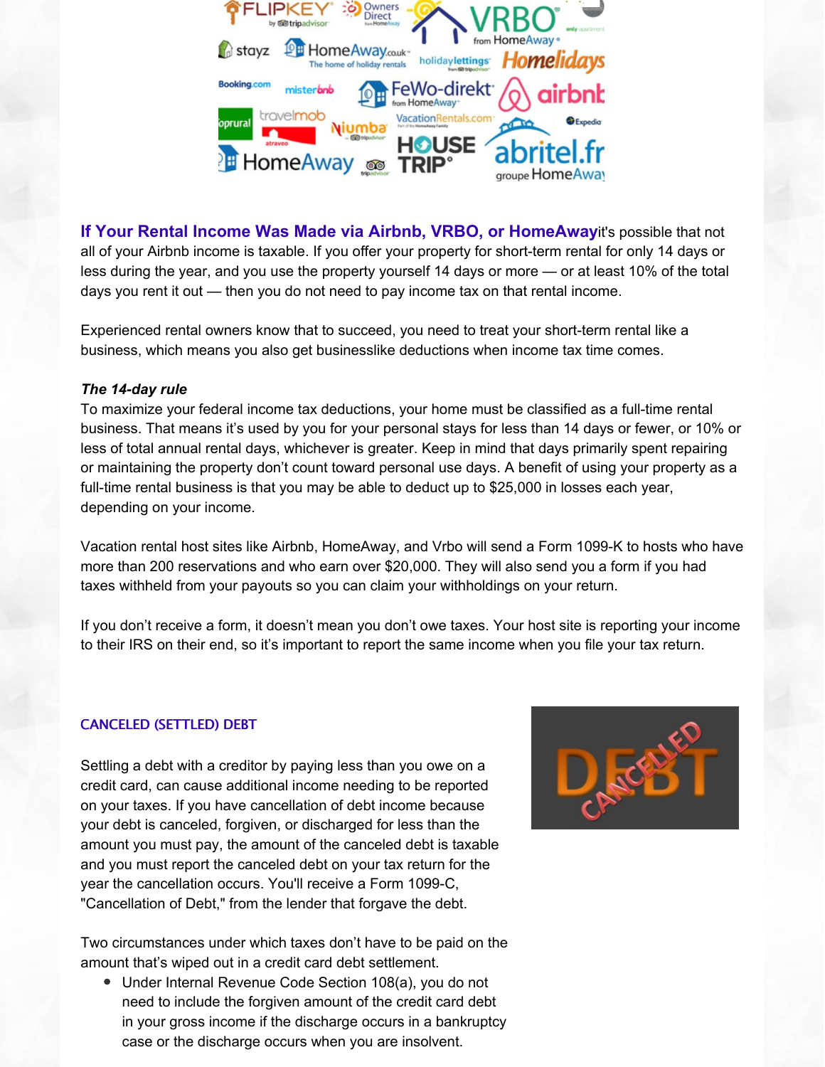**If Your Rental Income Was Made via Airbnb, VRBO, or HomeAway**it's possible that not all of your Airbnb income is taxable. If you offer your property for short-term rental for only 14 days or less during the year, and you use the property yourself 14 days or more — or at least 10% of the total days you rent it out — then you do not need to pay income tax on that rental income.

Experienced rental owners know that to succeed, you need to treat your short-term rental like a business, which means you also get businesslike deductions when income tax time comes.

***The 14-day rule***

To maximize your federal income tax deductions, your home must be classified as a full-time rental business. That means it's used by you for your personal stays for less than 14 days or fewer, or 10% or less of total annual rental days, whichever is greater. Keep in mind that days primarily spent repairing or maintaining the property don't count toward personal use days. A benefit of using your property as a full-time rental business is that you may be able to deduct up to $25,000 in losses each year, depending on your income.

Vacation rental host sites like Airbnb, HomeAway, and Vrbo will send a Form 1099-K to hosts who have more than 200 reservations and who earn over $20,000. They will also send you a form if you had taxes withheld from your payouts so you can claim your withholdings on your return.

If you don't receive a form, it doesn't mean you don't owe taxes. Your host site is reporting your income to their IRS on their end, so it's important to report the same income when you file your tax return.

## CANCELED (SETTLED) DEBT

Settling a debt with a creditor by paying less than you owe on a credit card, can cause additional income needing to be reported on your taxes. If you have cancellation of debt income because your debt is canceled, forgiven, or discharged for less than the amount you must pay, the amount of the canceled debt is taxable and you must report the canceled debt on your tax return for the year the cancellation occurs. You'll receive a Form 1099-C, "Cancellation of Debt," from the lender that forgave the debt.

Two circumstances under which taxes don't have to be paid on the amount that's wiped out in a credit card debt settlement.

- Under Internal Revenue Code Section 108(a), you do not need to include the forgiven amount of the credit card debt in your gross income if the discharge occurs in a bankruptcy case or the discharge occurs when you are insolvent.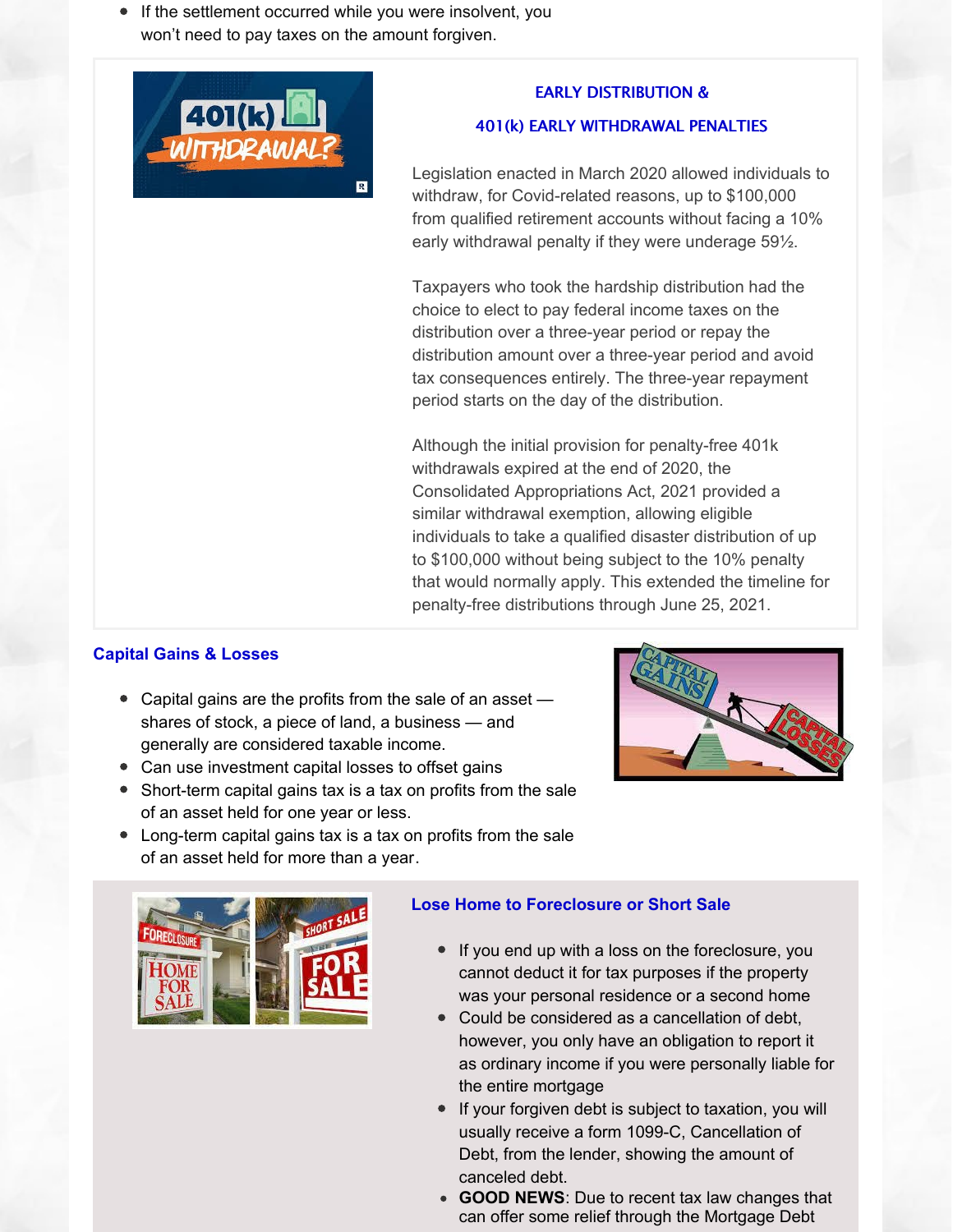- If the settlement occurred while you were insolvent, you won't need to pay taxes on the amount forgiven.

## EARLY DISTRIBUTION & 401(k) EARLY WITHDRAWAL PENALTIES

Legislation enacted in March 2020 allowed individuals to withdraw, for Covid-related reasons, up to $100,000 from qualified retirement accounts without facing a 10% early withdrawal penalty if they were underage 59½.

Taxpayers who took the hardship distribution had the choice to elect to pay federal income taxes on the distribution over a three-year period or repay the distribution amount over a three-year period and avoid tax consequences entirely. The three-year repayment period starts on the day of the distribution.

Although the initial provision for penalty-free 401k withdrawals expired at the end of 2020, the Consolidated Appropriations Act, 2021 provided a similar withdrawal exemption, allowing eligible individuals to take a qualified disaster distribution of up to $100,000 without being subject to the 10% penalty that would normally apply. This extended the timeline for penalty-free distributions through June 25, 2021.

## Capital Gains & Losses

- Capital gains are the profits from the sale of an asset — shares of stock, a piece of land, a business — and generally are considered taxable income.
- Can use investment capital losses to offset gains
- Short-term capital gains tax is a tax on profits from the sale of an asset held for one year or less.
- Long-term capital gains tax is a tax on profits from the sale of an asset held for more than a year.

## Lose Home to Foreclosure or Short Sale

- If you end up with a loss on the foreclosure, you cannot deduct it for tax purposes if the property was your personal residence or a second home
- Could be considered as a cancellation of debt, however, you only have an obligation to report it as ordinary income if you were personally liable for the entire mortgage
- If your forgiven debt is subject to taxation, you will usually receive a form 1099-C, Cancellation of Debt, from the lender, showing the amount of canceled debt.
- **GOOD NEWS**: Due to recent tax law changes that can offer some relief through the Mortgage Debt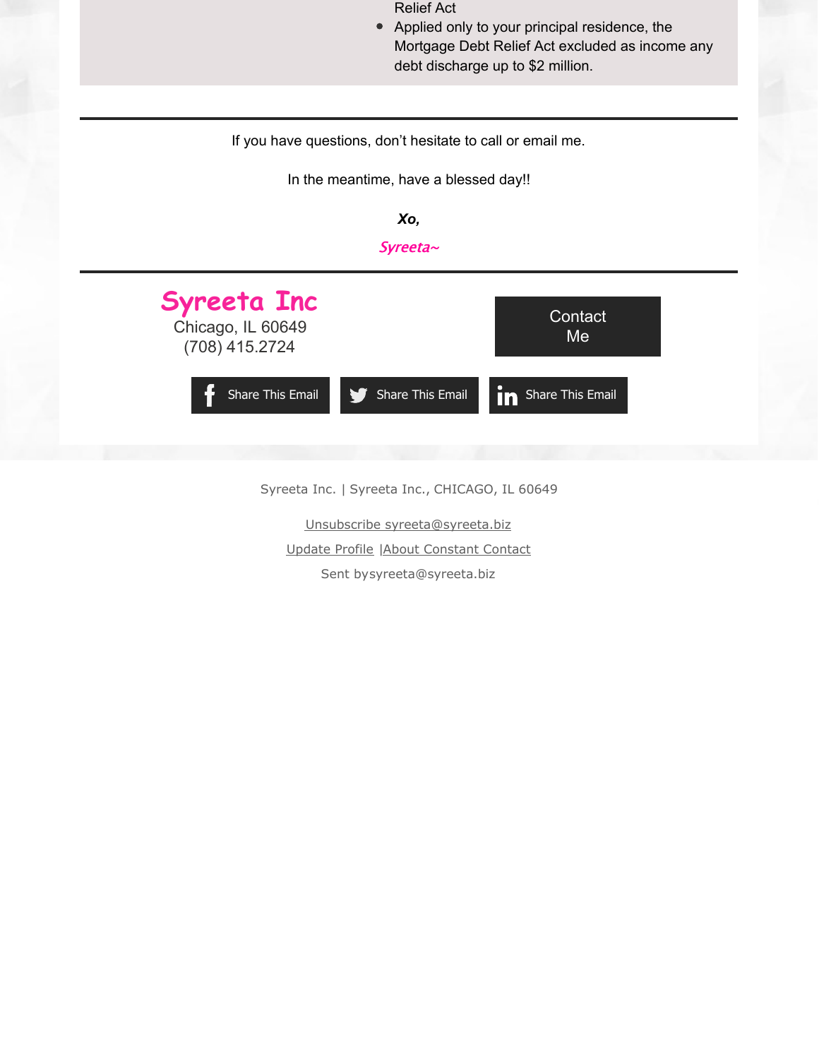Relief Act

- Applied only to your principal residence, the Mortgage Debt Relief Act excluded as income any debt discharge up to $2 million.

---

If you have questions, don't hesitate to call or email me.

In the meantime, have a blessed day!!

***Xo,***

***Syreeta~***

---

**Syreeta Inc**
Chicago, IL 60649
(708) 415.2724

Contact Me

Share This Email | Share This Email | Share This Email

Syreeta Inc. | Syreeta Inc., CHICAGO, IL 60649

Unsubscribe syreeta@syreeta.biz

Update Profile |About Constant Contact

Sent bysyreeta@syreeta.biz